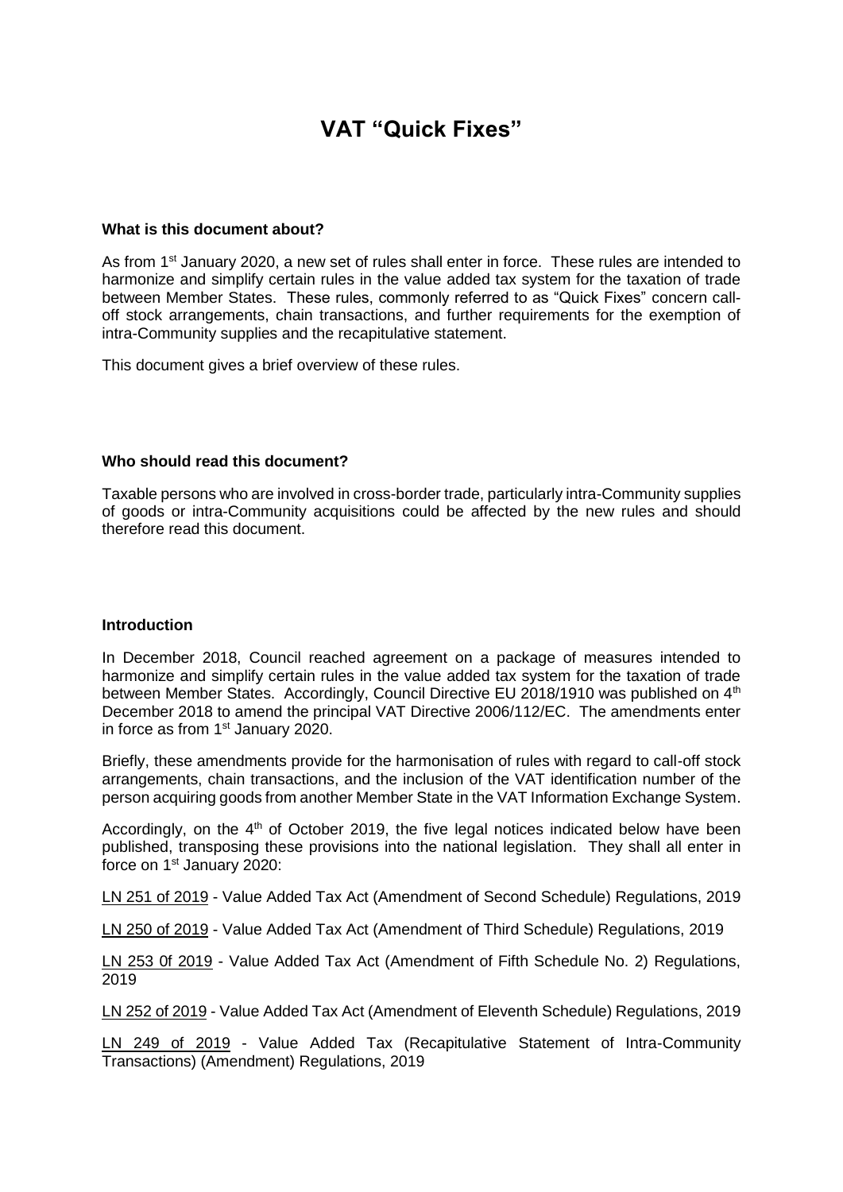# VAT "Quick Fixes"

**What is this document about?**

As from 1st January 2020, a new set of rules shall enter in force. These rules are intended to harmonize and simplify certain rules in the value added tax system for the taxation of trade between Member States. These rules, commonly referred to as "Quick Fixes" concern call-off stock arrangements, chain transactions, and further requirements for the exemption of intra-Community supplies and the recapitulative statement.

This document gives a brief overview of these rules.

**Who should read this document?**

Taxable persons who are involved in cross-border trade, particularly intra-Community supplies of goods or intra-Community acquisitions could be affected by the new rules and should therefore read this document.

**Introduction**

In December 2018, Council reached agreement on a package of measures intended to harmonize and simplify certain rules in the value added tax system for the taxation of trade between Member States. Accordingly, Council Directive EU 2018/1910 was published on 4th December 2018 to amend the principal VAT Directive 2006/112/EC. The amendments enter in force as from 1st January 2020.

Briefly, these amendments provide for the harmonisation of rules with regard to call-off stock arrangements, chain transactions, and the inclusion of the VAT identification number of the person acquiring goods from another Member State in the VAT Information Exchange System.

Accordingly, on the 4th of October 2019, the five legal notices indicated below have been published, transposing these provisions into the national legislation. They shall all enter in force on 1st January 2020:

LN 251 of 2019 - Value Added Tax Act (Amendment of Second Schedule) Regulations, 2019

LN 250 of 2019 - Value Added Tax Act (Amendment of Third Schedule) Regulations, 2019

LN 253 0f 2019 - Value Added Tax Act (Amendment of Fifth Schedule No. 2) Regulations, 2019

LN 252 of 2019 - Value Added Tax Act (Amendment of Eleventh Schedule) Regulations, 2019

LN 249 of 2019 - Value Added Tax (Recapitulative Statement of Intra-Community Transactions) (Amendment) Regulations, 2019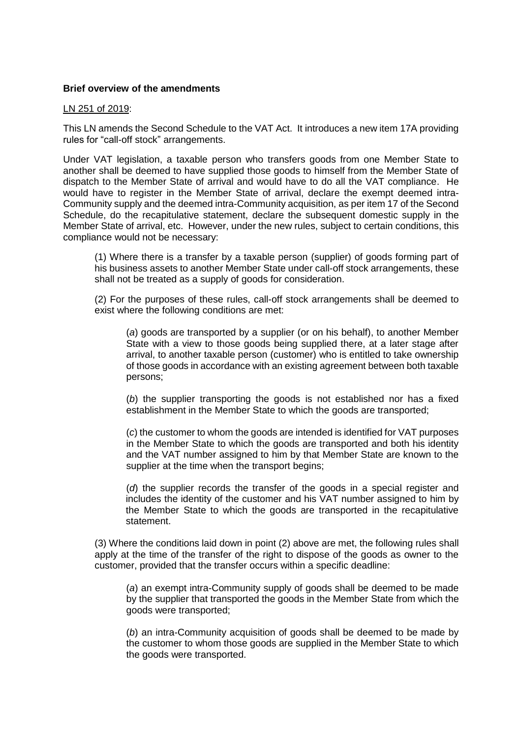**Brief overview of the amendments**

LN 251 of 2019:

This LN amends the Second Schedule to the VAT Act. It introduces a new item 17A providing rules for "call-off stock" arrangements.

Under VAT legislation, a taxable person who transfers goods from one Member State to another shall be deemed to have supplied those goods to himself from the Member State of dispatch to the Member State of arrival and would have to do all the VAT compliance. He would have to register in the Member State of arrival, declare the exempt deemed intra-Community supply and the deemed intra-Community acquisition, as per item 17 of the Second Schedule, do the recapitulative statement, declare the subsequent domestic supply in the Member State of arrival, etc. However, under the new rules, subject to certain conditions, this compliance would not be necessary:

> (1) Where there is a transfer by a taxable person (supplier) of goods forming part of his business assets to another Member State under call-off stock arrangements, these shall not be treated as a supply of goods for consideration.
>
> (2) For the purposes of these rules, call-off stock arrangements shall be deemed to exist where the following conditions are met:
>
> > (*a*) goods are transported by a supplier (or on his behalf), to another Member State with a view to those goods being supplied there, at a later stage after arrival, to another taxable person (customer) who is entitled to take ownership of those goods in accordance with an existing agreement between both taxable persons;
> >
> > (*b*) the supplier transporting the goods is not established nor has a fixed establishment in the Member State to which the goods are transported;
> >
> > (*c*) the customer to whom the goods are intended is identified for VAT purposes in the Member State to which the goods are transported and both his identity and the VAT number assigned to him by that Member State are known to the supplier at the time when the transport begins;
> >
> > (*d*) the supplier records the transfer of the goods in a special register and includes the identity of the customer and his VAT number assigned to him by the Member State to which the goods are transported in the recapitulative statement.
>
> (3) Where the conditions laid down in point (2) above are met, the following rules shall apply at the time of the transfer of the right to dispose of the goods as owner to the customer, provided that the transfer occurs within a specific deadline:
>
> > (*a*) an exempt intra-Community supply of goods shall be deemed to be made by the supplier that transported the goods in the Member State from which the goods were transported;
> >
> > (*b*) an intra-Community acquisition of goods shall be deemed to be made by the customer to whom those goods are supplied in the Member State to which the goods were transported.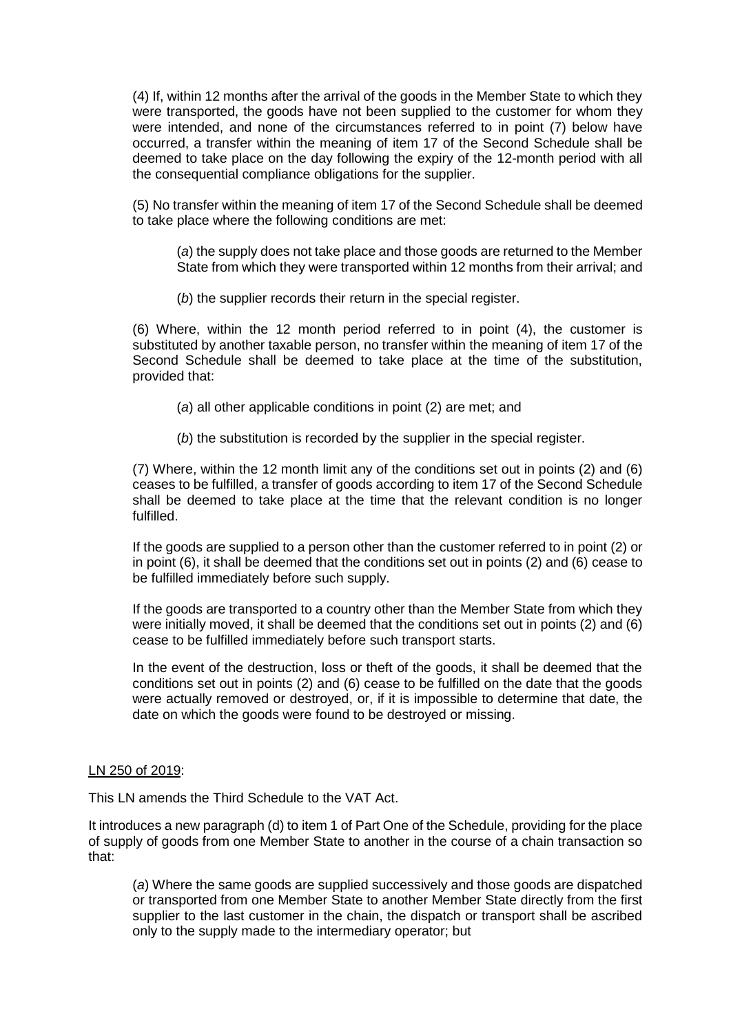(4) If, within 12 months after the arrival of the goods in the Member State to which they were transported, the goods have not been supplied to the customer for whom they were intended, and none of the circumstances referred to in point (7) below have occurred, a transfer within the meaning of item 17 of the Second Schedule shall be deemed to take place on the day following the expiry of the 12-month period with all the consequential compliance obligations for the supplier.

(5) No transfer within the meaning of item 17 of the Second Schedule shall be deemed to take place where the following conditions are met:

> (*a*) the supply does not take place and those goods are returned to the Member State from which they were transported within 12 months from their arrival; and
>
> (*b*) the supplier records their return in the special register.

(6) Where, within the 12 month period referred to in point (4), the customer is substituted by another taxable person, no transfer within the meaning of item 17 of the Second Schedule shall be deemed to take place at the time of the substitution, provided that:

> (*a*) all other applicable conditions in point (2) are met; and
>
> (*b*) the substitution is recorded by the supplier in the special register.

(7) Where, within the 12 month limit any of the conditions set out in points (2) and (6) ceases to be fulfilled, a transfer of goods according to item 17 of the Second Schedule shall be deemed to take place at the time that the relevant condition is no longer fulfilled.

If the goods are supplied to a person other than the customer referred to in point (2) or in point (6), it shall be deemed that the conditions set out in points (2) and (6) cease to be fulfilled immediately before such supply.

If the goods are transported to a country other than the Member State from which they were initially moved, it shall be deemed that the conditions set out in points (2) and (6) cease to be fulfilled immediately before such transport starts.

In the event of the destruction, loss or theft of the goods, it shall be deemed that the conditions set out in points (2) and (6) cease to be fulfilled on the date that the goods were actually removed or destroyed, or, if it is impossible to determine that date, the date on which the goods were found to be destroyed or missing.

<u>LN 250 of 2019</u>:

This LN amends the Third Schedule to the VAT Act.

It introduces a new paragraph (d) to item 1 of Part One of the Schedule, providing for the place of supply of goods from one Member State to another in the course of a chain transaction so that:

> (*a*) Where the same goods are supplied successively and those goods are dispatched or transported from one Member State to another Member State directly from the first supplier to the last customer in the chain, the dispatch or transport shall be ascribed only to the supply made to the intermediary operator; but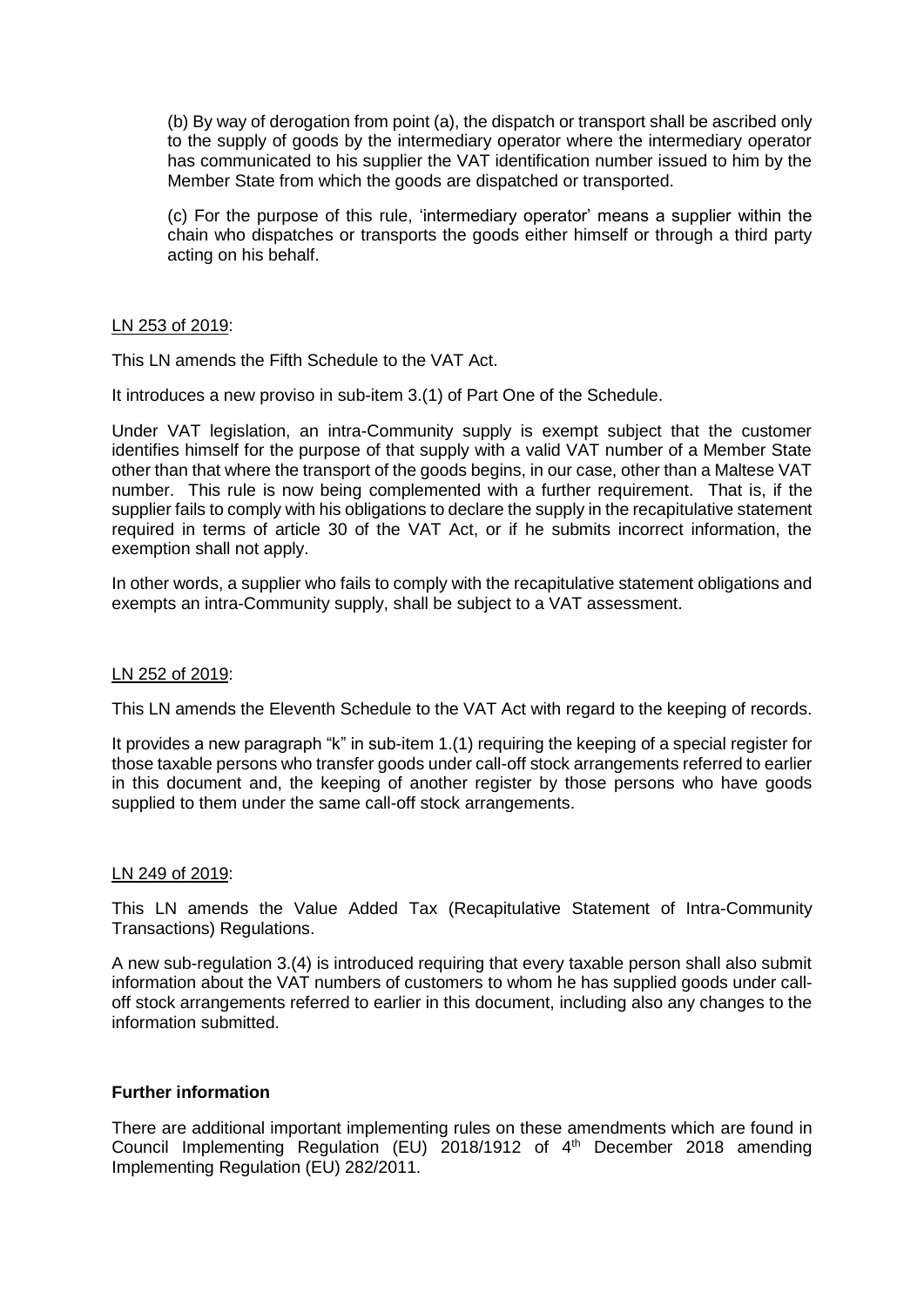(b) By way of derogation from point (a), the dispatch or transport shall be ascribed only to the supply of goods by the intermediary operator where the intermediary operator has communicated to his supplier the VAT identification number issued to him by the Member State from which the goods are dispatched or transported.

(c) For the purpose of this rule, 'intermediary operator' means a supplier within the chain who dispatches or transports the goods either himself or through a third party acting on his behalf.

LN 253 of 2019:

This LN amends the Fifth Schedule to the VAT Act.

It introduces a new proviso in sub-item 3.(1) of Part One of the Schedule.

Under VAT legislation, an intra-Community supply is exempt subject that the customer identifies himself for the purpose of that supply with a valid VAT number of a Member State other than that where the transport of the goods begins, in our case, other than a Maltese VAT number. This rule is now being complemented with a further requirement. That is, if the supplier fails to comply with his obligations to declare the supply in the recapitulative statement required in terms of article 30 of the VAT Act, or if he submits incorrect information, the exemption shall not apply.

In other words, a supplier who fails to comply with the recapitulative statement obligations and exempts an intra-Community supply, shall be subject to a VAT assessment.

LN 252 of 2019:

This LN amends the Eleventh Schedule to the VAT Act with regard to the keeping of records.

It provides a new paragraph "k" in sub-item 1.(1) requiring the keeping of a special register for those taxable persons who transfer goods under call-off stock arrangements referred to earlier in this document and, the keeping of another register by those persons who have goods supplied to them under the same call-off stock arrangements.

LN 249 of 2019:

This LN amends the Value Added Tax (Recapitulative Statement of Intra-Community Transactions) Regulations.

A new sub-regulation 3.(4) is introduced requiring that every taxable person shall also submit information about the VAT numbers of customers to whom he has supplied goods under call-off stock arrangements referred to earlier in this document, including also any changes to the information submitted.

**Further information**

There are additional important implementing rules on these amendments which are found in Council Implementing Regulation (EU) 2018/1912 of 4th December 2018 amending Implementing Regulation (EU) 282/2011.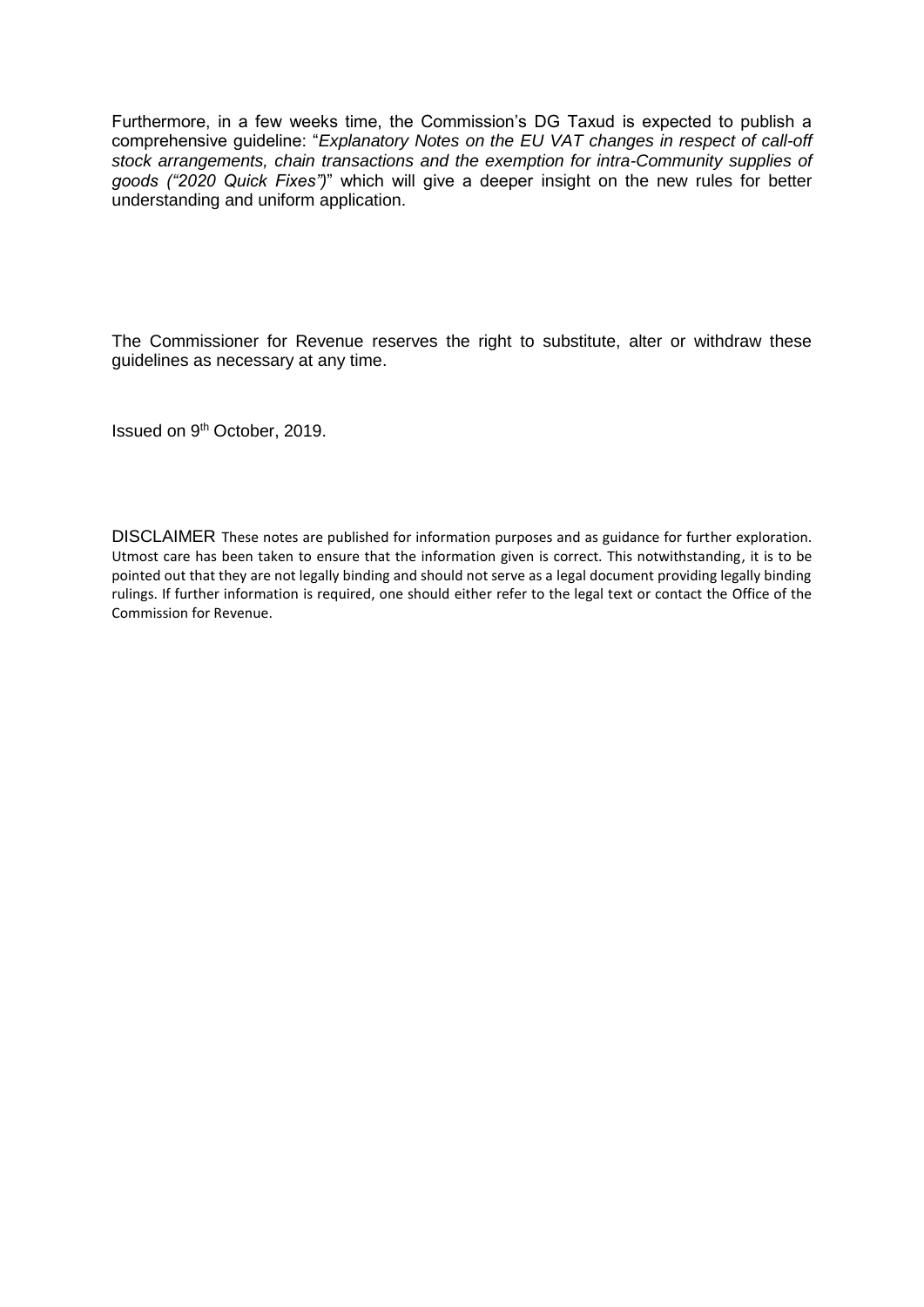Furthermore, in a few weeks time, the Commission's DG Taxud is expected to publish a comprehensive guideline: "*Explanatory Notes on the EU VAT changes in respect of call-off stock arrangements, chain transactions and the exemption for intra-Community supplies of goods ("2020 Quick Fixes")*" which will give a deeper insight on the new rules for better understanding and uniform application.

The Commissioner for Revenue reserves the right to substitute, alter or withdraw these guidelines as necessary at any time.

Issued on 9th October, 2019.

DISCLAIMER These notes are published for information purposes and as guidance for further exploration. Utmost care has been taken to ensure that the information given is correct. This notwithstanding, it is to be pointed out that they are not legally binding and should not serve as a legal document providing legally binding rulings. If further information is required, one should either refer to the legal text or contact the Office of the Commission for Revenue.